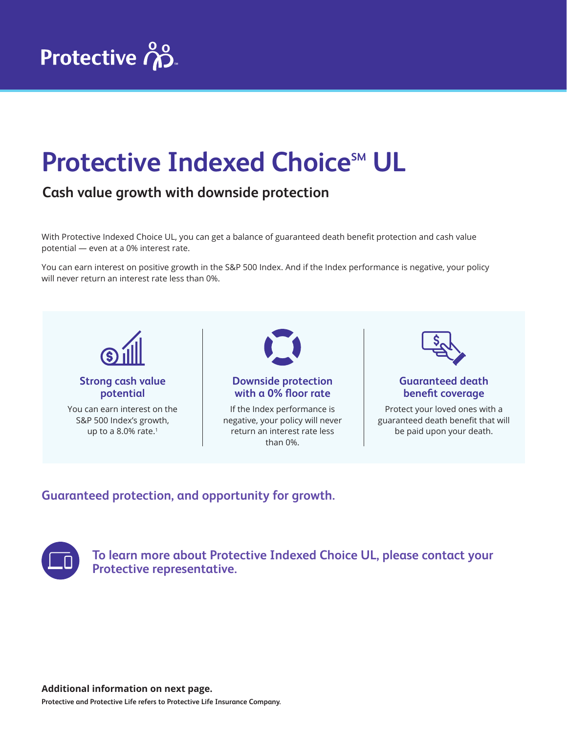Protective

# Protective Indexed Choice℠ UL

## Cash value growth with downside protection

With Protective Indexed Choice UL, you can get a balance of guaranteed death benefit protection and cash value potential — even at a 0% interest rate.

You can earn interest on positive growth in the S&P 500 Index. And if the Index performance is negative, your policy will never return an interest rate less than 0%.

### Strong cash value potential

You can earn interest on the S&P 500 Index's growth, up to a 8.0% rate.[1]

### Downside protection with a 0% floor rate

If the Index performance is negative, your policy will never return an interest rate less than 0%.

### Guaranteed death benefit coverage

Protect your loved ones with a guaranteed death benefit that will be paid upon your death.

## Guaranteed protection, and opportunity for growth.

**To learn more about Protective Indexed Choice UL, please contact your Protective representative.**

**Additional information on next page.**

**Protective and Protective Life refers to Protective Life Insurance Company.**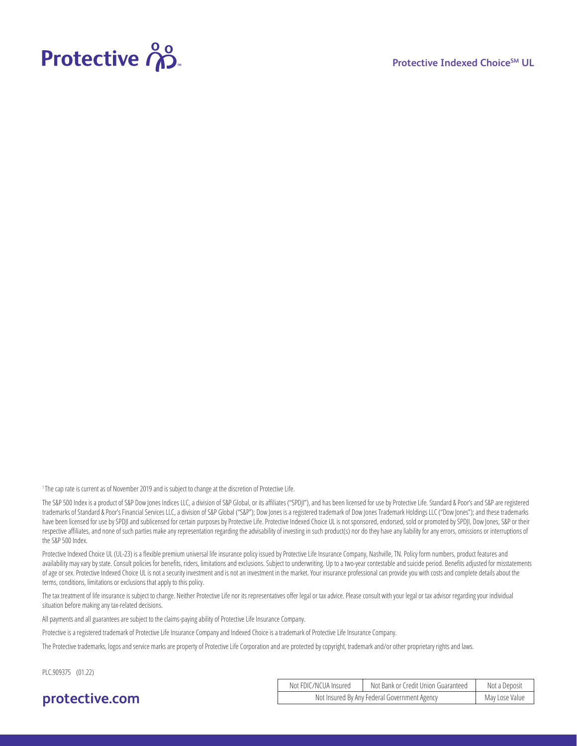Protective

Protective Indexed Choice[SM] UL

[1] The cap rate is current as of November 2019 and is subject to change at the discretion of Protective Life.

The S&P 500 Index is a product of S&P Dow Jones Indices LLC, a division of S&P Global, or its affiliates ("SPDJI"), and has been licensed for use by Protective Life. Standard & Poor's and S&P are registered trademarks of Standard & Poor's Financial Services LLC, a division of S&P Global ("S&P"); Dow Jones is a registered trademark of Dow Jones Trademark Holdings LLC ("Dow Jones"); and these trademarks have been licensed for use by SPDJI and sublicensed for certain purposes by Protective Life. Protective Indexed Choice UL is not sponsored, endorsed, sold or promoted by SPDJI, Dow Jones, S&P or their respective affiliates, and none of such parties make any representation regarding the advisability of investing in such product(s) nor do they have any liability for any errors, omissions or interruptions of the S&P 500 Index.

Protective Indexed Choice UL (UL-23) is a flexible premium universal life insurance policy issued by Protective Life Insurance Company, Nashville, TN. Policy form numbers, product features and availability may vary by state. Consult policies for benefits, riders, limitations and exclusions. Subject to underwriting. Up to a two-year contestable and suicide period. Benefits adjusted for misstatements of age or sex. Protective Indexed Choice UL is not a security investment and is not an investment in the market. Your insurance professional can provide you with costs and complete details about the terms, conditions, limitations or exclusions that apply to this policy.

The tax treatment of life insurance is subject to change. Neither Protective Life nor its representatives offer legal or tax advice. Please consult with your legal or tax advisor regarding your individual situation before making any tax-related decisions.

All payments and all guarantees are subject to the claims-paying ability of Protective Life Insurance Company.

Protective is a registered trademark of Protective Life Insurance Company and Indexed Choice is a trademark of Protective Life Insurance Company.

The Protective trademarks, logos and service marks are property of Protective Life Corporation and are protected by copyright, trademark and/or other proprietary rights and laws.

PLC.909375 (01.22)

protective.com

| | | |
|---|---|---|
| Not FDIC/NCUA Insured | Not Bank or Credit Union Guaranteed | Not a Deposit |
| Not Insured By Any Federal Government Agency | | May Lose Value |